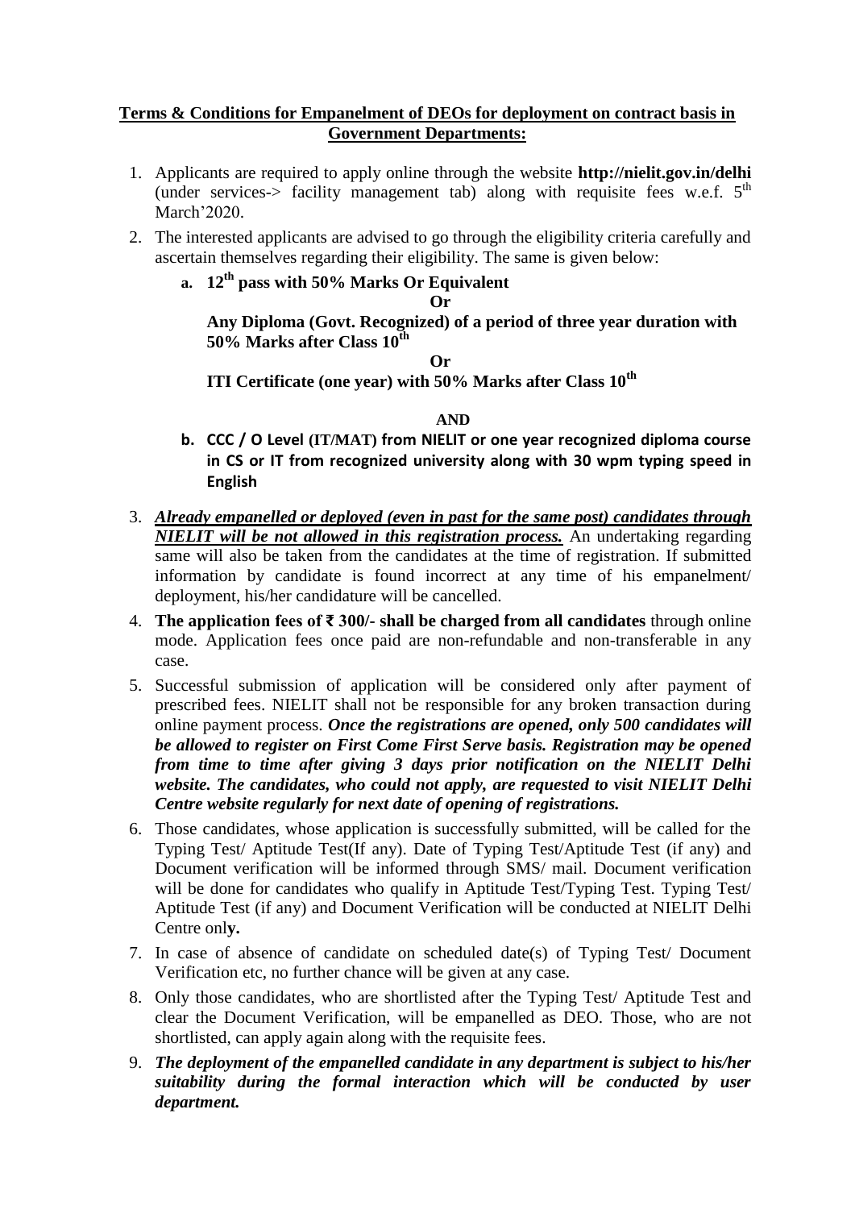**Terms & Conditions for Empanelment of DEOs for deployment on contract basis in Government Departments:**

1. Applicants are required to apply online through the website **http://nielit.gov.in/delhi** (under services-> facility management tab) along with requisite fees w.e.f. 5th March'2020.
2. The interested applicants are advised to go through the eligibility criteria carefully and ascertain themselves regarding their eligibility. The same is given below:
   - **a. 12th pass with 50% Marks Or Equivalent**

     **Or**

     **Any Diploma (Govt. Recognized) of a period of three year duration with 50% Marks after Class 10th**

     **Or**

     **ITI Certificate (one year) with 50% Marks after Class 10th**

     **AND**
   - **b. CCC / O Level (IT/MAT) from NIELIT or one year recognized diploma course in CS or IT from recognized university along with 30 wpm typing speed in English**
3. ***Already empanelled or deployed (even in past for the same post) candidates through NIELIT will be not allowed in this registration process.*** An undertaking regarding same will also be taken from the candidates at the time of registration. If submitted information by candidate is found incorrect at any time of his empanelment/ deployment, his/her candidature will be cancelled.
4. **The application fees of ₹ 300/- shall be charged from all candidates** through online mode. Application fees once paid are non-refundable and non-transferable in any case.
5. Successful submission of application will be considered only after payment of prescribed fees. NIELIT shall not be responsible for any broken transaction during online payment process. ***Once the registrations are opened, only 500 candidates will be allowed to register on First Come First Serve basis. Registration may be opened from time to time after giving 3 days prior notification on the NIELIT Delhi website. The candidates, who could not apply, are requested to visit NIELIT Delhi Centre website regularly for next date of opening of registrations.***
6. Those candidates, whose application is successfully submitted, will be called for the Typing Test/ Aptitude Test(If any). Date of Typing Test/Aptitude Test (if any) and Document verification will be informed through SMS/ mail. Document verification will be done for candidates who qualify in Aptitude Test/Typing Test. Typing Test/ Aptitude Test (if any) and Document Verification will be conducted at NIELIT Delhi Centre only.
7. In case of absence of candidate on scheduled date(s) of Typing Test/ Document Verification etc, no further chance will be given at any case.
8. Only those candidates, who are shortlisted after the Typing Test/ Aptitude Test and clear the Document Verification, will be empanelled as DEO. Those, who are not shortlisted, can apply again along with the requisite fees.
9. ***The deployment of the empanelled candidate in any department is subject to his/her suitability during the formal interaction which will be conducted by user department.***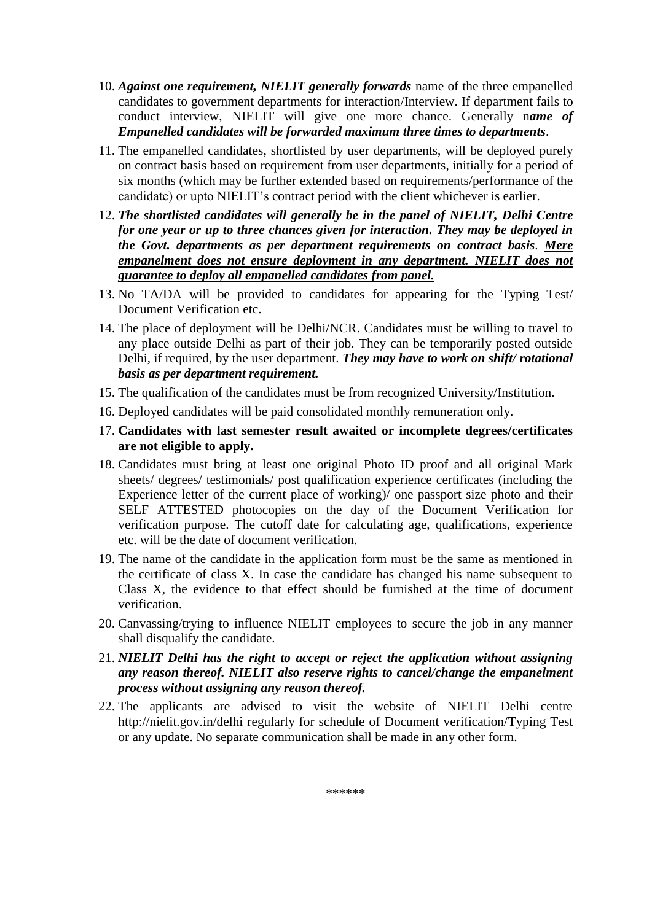10. ***Against one requirement, NIELIT generally forwards*** name of the three empanelled candidates to government departments for interaction/Interview. If department fails to conduct interview, NIELIT will give one more chance. Generally n***ame of Empanelled candidates will be forwarded maximum three times to departments***.
11. The empanelled candidates, shortlisted by user departments, will be deployed purely on contract basis based on requirement from user departments, initially for a period of six months (which may be further extended based on requirements/performance of the candidate) or upto NIELIT's contract period with the client whichever is earlier.
12. ***The shortlisted candidates will generally be in the panel of NIELIT, Delhi Centre for one year or up to three chances given for interaction. They may be deployed in the Govt. departments as per department requirements on contract basis. <u>Mere empanelment does not ensure deployment in any department. NIELIT does not guarantee to deploy all empanelled candidates from panel.</u>***
13. No TA/DA will be provided to candidates for appearing for the Typing Test/ Document Verification etc.
14. The place of deployment will be Delhi/NCR. Candidates must be willing to travel to any place outside Delhi as part of their job. They can be temporarily posted outside Delhi, if required, by the user department. ***They may have to work on shift/ rotational basis as per department requirement.***
15. The qualification of the candidates must be from recognized University/Institution.
16. Deployed candidates will be paid consolidated monthly remuneration only.
17. **Candidates with last semester result awaited or incomplete degrees/certificates are not eligible to apply.**
18. Candidates must bring at least one original Photo ID proof and all original Mark sheets/ degrees/ testimonials/ post qualification experience certificates (including the Experience letter of the current place of working)/ one passport size photo and their SELF ATTESTED photocopies on the day of the Document Verification for verification purpose. The cutoff date for calculating age, qualifications, experience etc. will be the date of document verification.
19. The name of the candidate in the application form must be the same as mentioned in the certificate of class X. In case the candidate has changed his name subsequent to Class X, the evidence to that effect should be furnished at the time of document verification.
20. Canvassing/trying to influence NIELIT employees to secure the job in any manner shall disqualify the candidate.
21. ***NIELIT Delhi has the right to accept or reject the application without assigning any reason thereof. NIELIT also reserve rights to cancel/change the empanelment process without assigning any reason thereof.***
22. The applicants are advised to visit the website of NIELIT Delhi centre http://nielit.gov.in/delhi regularly for schedule of Document verification/Typing Test or any update. No separate communication shall be made in any other form.

******